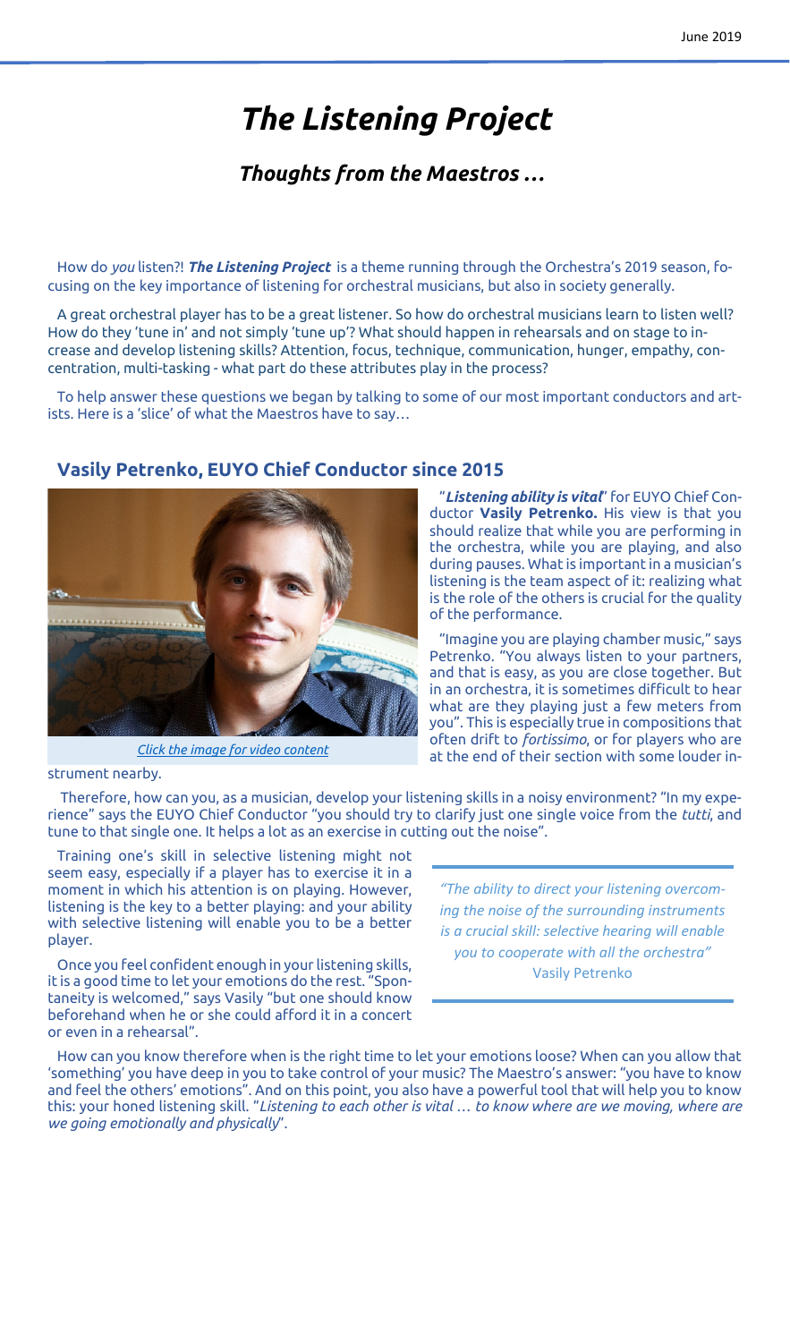# *The Listening Project*

## *Thoughts from the Maestros …*

How do *you* listen?! ***The Listening Project*** is a theme running through the Orchestra's 2019 season, focusing on the key importance of listening for orchestral musicians, but also in society generally.

A great orchestral player has to be a great listener. So how do orchestral musicians learn to listen well? How do they 'tune in' and not simply 'tune up'? What should happen in rehearsals and on stage to increase and develop listening skills? Attention, focus, technique, communication, hunger, empathy, concentration, multi-tasking - what part do these attributes play in the process?

To help answer these questions we began by talking to some of our most important conductors and artists. Here is a 'slice' of what the Maestros have to say…

### Vasily Petrenko, EUYO Chief Conductor since 2015

*Click the image for video content*

"***Listening ability is vital***" for EUYO Chief Conductor **Vasily Petrenko.** His view is that you should realize that while you are performing in the orchestra, while you are playing, and also during pauses. What is important in a musician's listening is the team aspect of it: realizing what is the role of the others is crucial for the quality of the performance.

"Imagine you are playing chamber music," says Petrenko. "You always listen to your partners, and that is easy, as you are close together. But in an orchestra, it is sometimes difficult to hear what are they playing just a few meters from you". This is especially true in compositions that often drift to *fortissimo*, or for players who are at the end of their section with some louder instrument nearby.

Therefore, how can you, as a musician, develop your listening skills in a noisy environment? "In my experience" says the EUYO Chief Conductor "you should try to clarify just one single voice from the *tutti*, and tune to that single one. It helps a lot as an exercise in cutting out the noise".

Training one's skill in selective listening might not seem easy, especially if a player has to exercise it in a moment in which his attention is on playing. However, listening is the key to a better playing: and your ability with selective listening will enable you to be a better player.

Once you feel confident enough in your listening skills, it is a good time to let your emotions do the rest. "Spontaneity is welcomed," says Vasily "but one should know beforehand when he or she could afford it in a concert or even in a rehearsal".

> *"The ability to direct your listening overcoming the noise of the surrounding instruments is a crucial skill: selective hearing will enable you to cooperate with all the orchestra"*
> Vasily Petrenko

How can you know therefore when is the right time to let your emotions loose? When can you allow that 'something' you have deep in you to take control of your music? The Maestro's answer: "you have to know and feel the others' emotions". And on this point, you also have a powerful tool that will help you to know this: your honed listening skill. "*Listening to each other is vital … to know where are we moving, where are we going emotionally and physically*".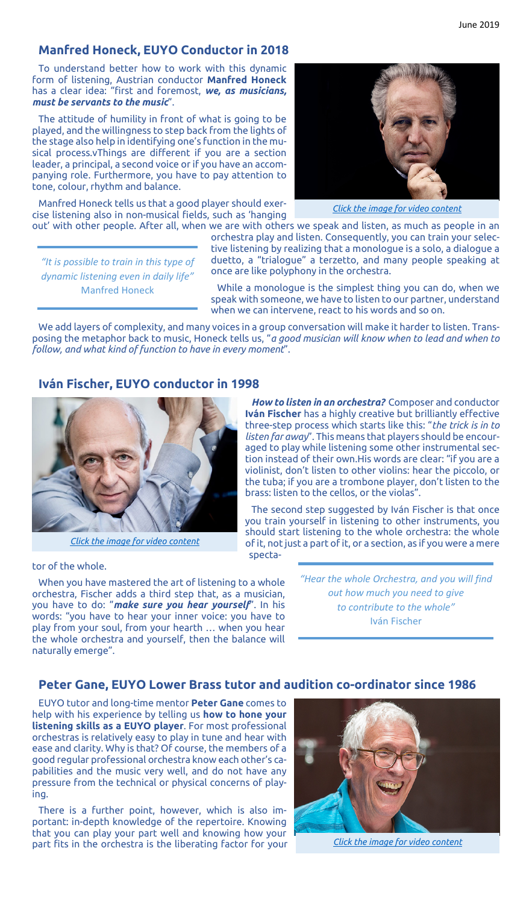## Manfred Honeck, EUYO Conductor in 2018

To understand better how to work with this dynamic form of listening, Austrian conductor **Manfred Honeck** has a clear idea: "first and foremost, ***we, as musicians, must be servants to the music***".

The attitude of humility in front of what is going to be played, and the willingness to step back from the lights of the stage also help in identifying one's function in the musical process.vThings are different if you are a section leader, a principal, a second voice or if you have an accompanying role. Furthermore, you have to pay attention to tone, colour, rhythm and balance.

*Click the image for video content*

Manfred Honeck tells us that a good player should exercise listening also in non-musical fields, such as 'hanging out' with other people. After all, when we are with others we speak and listen, as much as people in an orchestra play and listen. Consequently, you can train your selective listening by realizing that a monologue is a solo, a dialogue a duetto, a "trialogue" a terzetto, and many people speaking at once are like polyphony in the orchestra.

> *"It is possible to train in this type of dynamic listening even in daily life"*
> Manfred Honeck

While a monologue is the simplest thing you can do, when we speak with someone, we have to listen to our partner, understand when we can intervene, react to his words and so on.

We add layers of complexity, and many voices in a group conversation will make it harder to listen. Transposing the metaphor back to music, Honeck tells us, "*a good musician will know when to lead and when to follow, and what kind of function to have in every moment*".

## Iván Fischer, EUYO conductor in 1998

*Click the image for video content*

***How to listen in an orchestra?*** Composer and conductor **Iván Fischer** has a highly creative but brilliantly effective three-step process which starts like this: "*the trick is in to listen far away*". This means that players should be encouraged to play while listening some other instrumental section instead of their own.His words are clear: "if you are a violinist, don't listen to other violins: hear the piccolo, or the tuba; if you are a trombone player, don't listen to the brass: listen to the cellos, or the violas".

The second step suggested by Iván Fischer is that once you train yourself in listening to other instruments, you should start listening to the whole orchestra: the whole of it, not just a part of it, or a section, as if you were a mere spectator of the whole.

> *"Hear the whole Orchestra, and you will find out how much you need to give to contribute to the whole"*
> Iván Fischer

When you have mastered the art of listening to a whole orchestra, Fischer adds a third step that, as a musician, you have to do: "***make sure you hear yourself***". In his words: "you have to hear your inner voice: you have to play from your soul, from your hearth … when you hear the whole orchestra and yourself, then the balance will naturally emerge".

## Peter Gane, EUYO Lower Brass tutor and audition co-ordinator since 1986

EUYO tutor and long-time mentor **Peter Gane** comes to help with his experience by telling us **how to hone your listening skills as a EUYO player**. For most professional orchestras is relatively easy to play in tune and hear with ease and clarity. Why is that? Of course, the members of a good regular professional orchestra know each other's capabilities and the music very well, and do not have any pressure from the technical or physical concerns of playing.

There is a further point, however, which is also important: in-depth knowledge of the repertoire. Knowing that you can play your part well and knowing how your part fits in the orchestra is the liberating factor for your

*Click the image for video content*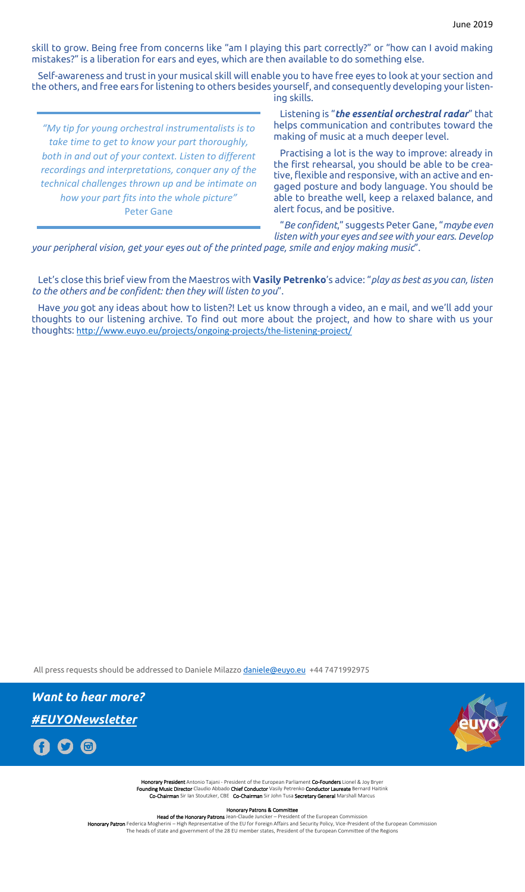skill to grow. Being free from concerns like "am I playing this part correctly?" or "how can I avoid making mistakes?" is a liberation for ears and eyes, which are then available to do something else.

Self-awareness and trust in your musical skill will enable you to have free eyes to look at your section and the others, and free ears for listening to others besides yourself, and consequently developing your listening skills.

> *"My tip for young orchestral instrumentalists is to take time to get to know your part thoroughly, both in and out of your context. Listen to different recordings and interpretations, conquer any of the technical challenges thrown up and be intimate on how your part fits into the whole picture"*
> Peter Gane

Listening is "***the essential orchestral radar***" that helps communication and contributes toward the making of music at a much deeper level.

Practising a lot is the way to improve: already in the first rehearsal, you should be able to be creative, flexible and responsive, with an active and engaged posture and body language. You should be able to breathe well, keep a relaxed balance, and alert focus, and be positive.

"*Be confident*," suggests Peter Gane, "*maybe even listen with your eyes and see with your ears. Develop your peripheral vision, get your eyes out of the printed page, smile and enjoy making music*".

Let's close this brief view from the Maestros with **Vasily Petrenko**'s advice: "*play as best as you can, listen to the others and be confident: then they will listen to you*".

Have *you* got any ideas about how to listen?! Let us know through a video, an e mail, and we'll add your thoughts to our listening archive. To find out more about the project, and how to share with us your thoughts: http://www.euyo.eu/projects/ongoing-projects/the-listening-project/

All press requests should be addressed to Daniele Milazzo daniele@euyo.eu +44 7471992975

***Want to hear more?***

***#EUYONewsletter***

**Honorary President** Antonio Tajani - President of the European Parliament **Co-Founders** Lionel & Joy Bryer
**Founding Music Director** Claudio Abbado **Chief Conductor** Vasily Petrenko **Conductor Laureate** Bernard Haitink
**Co-Chairman** Sir Ian Stoutzker, CBE **Co-Chairman** Sir John Tusa **Secretary General** Marshall Marcus

**Honorary Patrons & Committee**
**Head of the Honorary Patrons** Jean-Claude Juncker – President of the European Commission
**Honorary Patron** Federica Mogherini – High Representative of the EU for Foreign Affairs and Security Policy, Vice-President of the European Commission
The heads of state and government of the 28 EU member states, President of the European Committee of the Regions